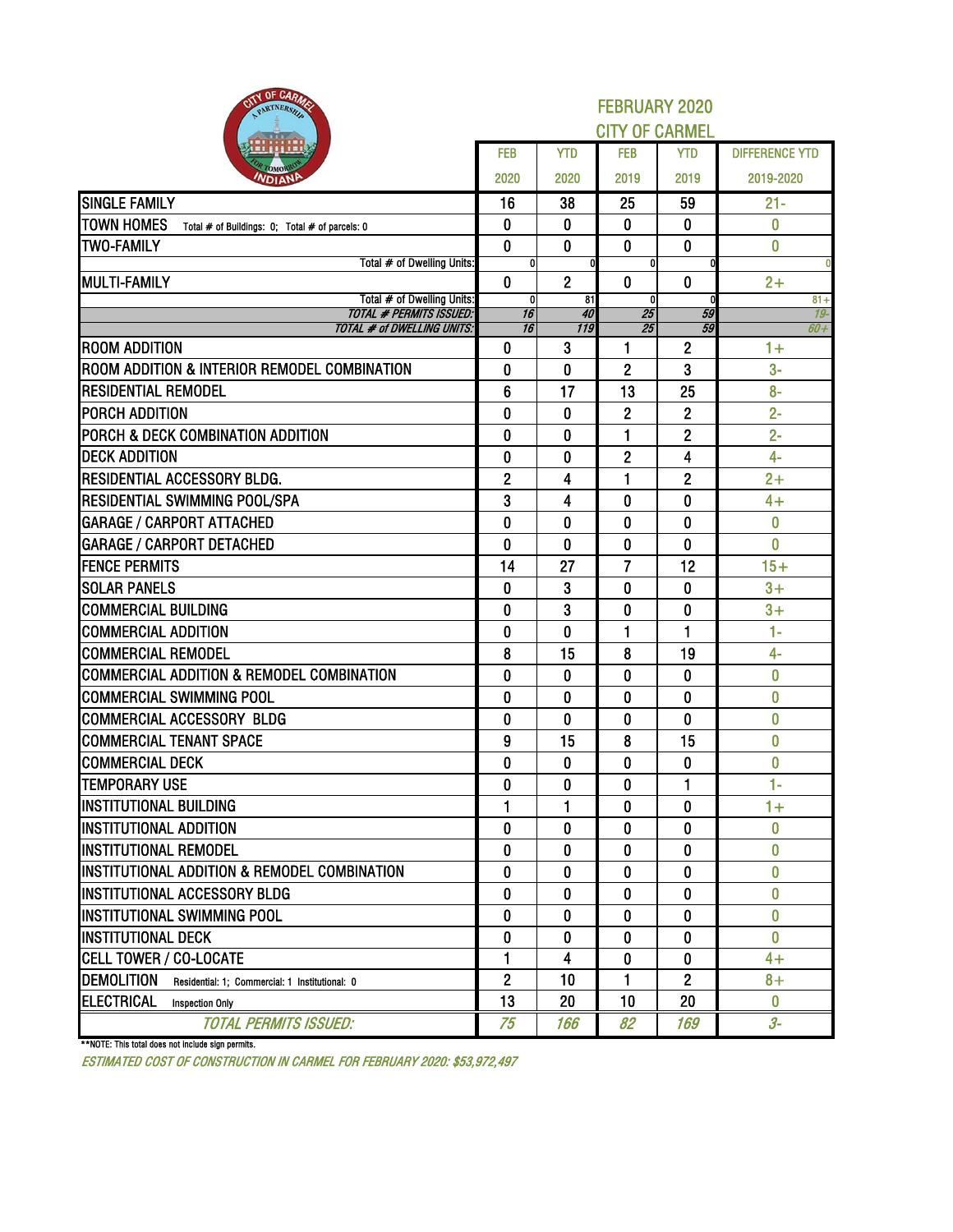# FEBRUARY 2020

## CITY OF CARMEL

| | FEB 2020 | YTD 2020 | FEB 2019 | YTD 2019 | DIFFERENCE YTD 2019-2020 |
|---|---|---|---|---|---|
| SINGLE FAMILY | 16 | 38 | 25 | 59 | 21- |
| TOWN HOMES Total # of Buildings: 0; Total # of parcels: 0 | 0 | 0 | 0 | 0 | 0 |
| TWO-FAMILY | 0 | 0 | 0 | 0 | 0 |
| Total # of Dwelling Units: | 0 | 0 | 0 | 0 | 0 |
| MULTI-FAMILY | 0 | 2 | 0 | 0 | 2+ |
| Total # of Dwelling Units: | 0 | 81 | 0 | 0 | 81+ |
| *TOTAL # PERMITS ISSUED:* | *16* | *40* | *25* | *59* | *19-* |
| *TOTAL # of DWELLING UNITS:* | *16* | *119* | *25* | *59* | *60+* |
| ROOM ADDITION | 0 | 3 | 1 | 2 | 1+ |
| ROOM ADDITION & INTERIOR REMODEL COMBINATION | 0 | 0 | 2 | 3 | 3- |
| RESIDENTIAL REMODEL | 6 | 17 | 13 | 25 | 8- |
| PORCH ADDITION | 0 | 0 | 2 | 2 | 2- |
| PORCH & DECK COMBINATION ADDITION | 0 | 0 | 1 | 2 | 2- |
| DECK ADDITION | 0 | 0 | 2 | 4 | 4- |
| RESIDENTIAL ACCESSORY BLDG. | 2 | 4 | 1 | 2 | 2+ |
| RESIDENTIAL SWIMMING POOL/SPA | 3 | 4 | 0 | 0 | 4+ |
| GARAGE / CARPORT ATTACHED | 0 | 0 | 0 | 0 | 0 |
| GARAGE / CARPORT DETACHED | 0 | 0 | 0 | 0 | 0 |
| FENCE PERMITS | 14 | 27 | 7 | 12 | 15+ |
| SOLAR PANELS | 0 | 3 | 0 | 0 | 3+ |
| COMMERCIAL BUILDING | 0 | 3 | 0 | 0 | 3+ |
| COMMERCIAL ADDITION | 0 | 0 | 1 | 1 | 1- |
| COMMERCIAL REMODEL | 8 | 15 | 8 | 19 | 4- |
| COMMERCIAL ADDITION & REMODEL COMBINATION | 0 | 0 | 0 | 0 | 0 |
| COMMERCIAL SWIMMING POOL | 0 | 0 | 0 | 0 | 0 |
| COMMERCIAL ACCESSORY BLDG | 0 | 0 | 0 | 0 | 0 |
| COMMERCIAL TENANT SPACE | 9 | 15 | 8 | 15 | 0 |
| COMMERCIAL DECK | 0 | 0 | 0 | 0 | 0 |
| TEMPORARY USE | 0 | 0 | 0 | 1 | 1- |
| INSTITUTIONAL BUILDING | 1 | 1 | 0 | 0 | 1+ |
| INSTITUTIONAL ADDITION | 0 | 0 | 0 | 0 | 0 |
| INSTITUTIONAL REMODEL | 0 | 0 | 0 | 0 | 0 |
| INSTITUTIONAL ADDITION & REMODEL COMBINATION | 0 | 0 | 0 | 0 | 0 |
| INSTITUTIONAL ACCESSORY BLDG | 0 | 0 | 0 | 0 | 0 |
| INSTITUTIONAL SWIMMING POOL | 0 | 0 | 0 | 0 | 0 |
| INSTITUTIONAL DECK | 0 | 0 | 0 | 0 | 0 |
| CELL TOWER / CO-LOCATE | 1 | 4 | 0 | 0 | 4+ |
| DEMOLITION Residential: 1; Commercial: 1 Institutional: 0 | 2 | 10 | 1 | 2 | 8+ |
| ELECTRICAL Inspection Only | 13 | 20 | 10 | 20 | 0 |
| *TOTAL PERMITS ISSUED:* | *75* | *166* | *82* | *169* | *3-* |

**NOTE: This total does not include sign permits.

*ESTIMATED COST OF CONSTRUCTION IN CARMEL FOR FEBRUARY 2020: $53,972,497*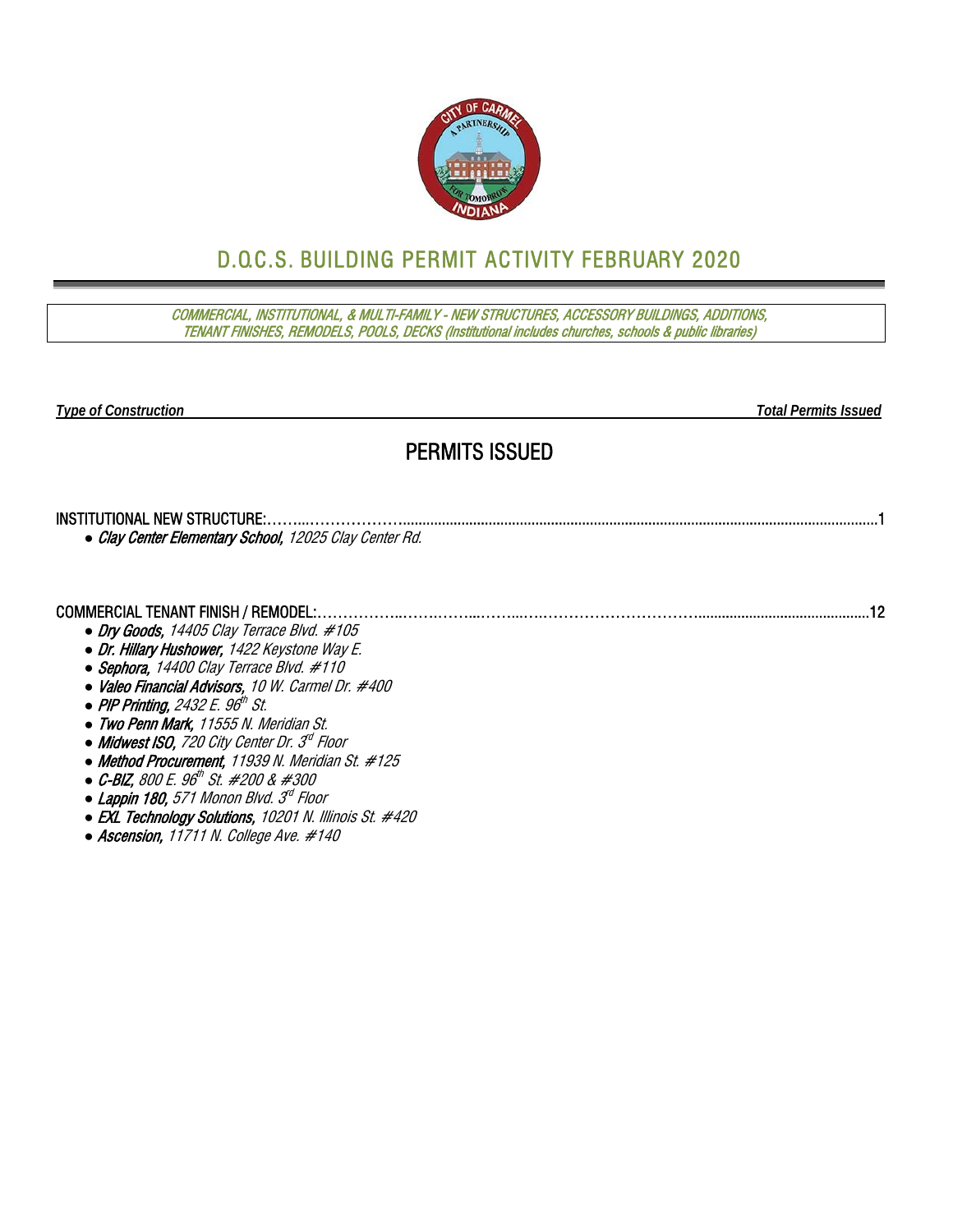# D.O.C.S. BUILDING PERMIT ACTIVITY FEBRUARY 2020

*COMMERCIAL, INSTITUTIONAL, & MULTI-FAMILY - NEW STRUCTURES, ACCESSORY BUILDINGS, ADDITIONS, TENANT FINISHES, REMODELS, POOLS, DECKS (Institutional includes churches, schools & public libraries)*

***Type of Construction*** — ***Total Permits Issued***

## PERMITS ISSUED

INSTITUTIONAL NEW STRUCTURE:……...……………………………………………………………………1

- ***Clay Center Elementary School,*** *12025 Clay Center Rd.*

COMMERCIAL TENANT FINISH / REMODEL:……………………………………………………………12

- ***Dry Goods,*** *14405 Clay Terrace Blvd. #105*
- ***Dr. Hillary Hushower,*** *1422 Keystone Way E.*
- ***Sephora,*** *14400 Clay Terrace Blvd. #110*
- ***Valeo Financial Advisors,*** *10 W. Carmel Dr. #400*
- ***PIP Printing,*** *2432 E. 96th St.*
- ***Two Penn Mark,*** *11555 N. Meridian St.*
- ***Midwest ISO,*** *720 City Center Dr. 3rd Floor*
- ***Method Procurement,*** *11939 N. Meridian St. #125*
- ***C-BIZ,*** *800 E. 96th St. #200 & #300*
- ***Lappin 180,*** *571 Monon Blvd. 3rd Floor*
- ***EXL Technology Solutions,*** *10201 N. Illinois St. #420*
- ***Ascension,*** *11711 N. College Ave. #140*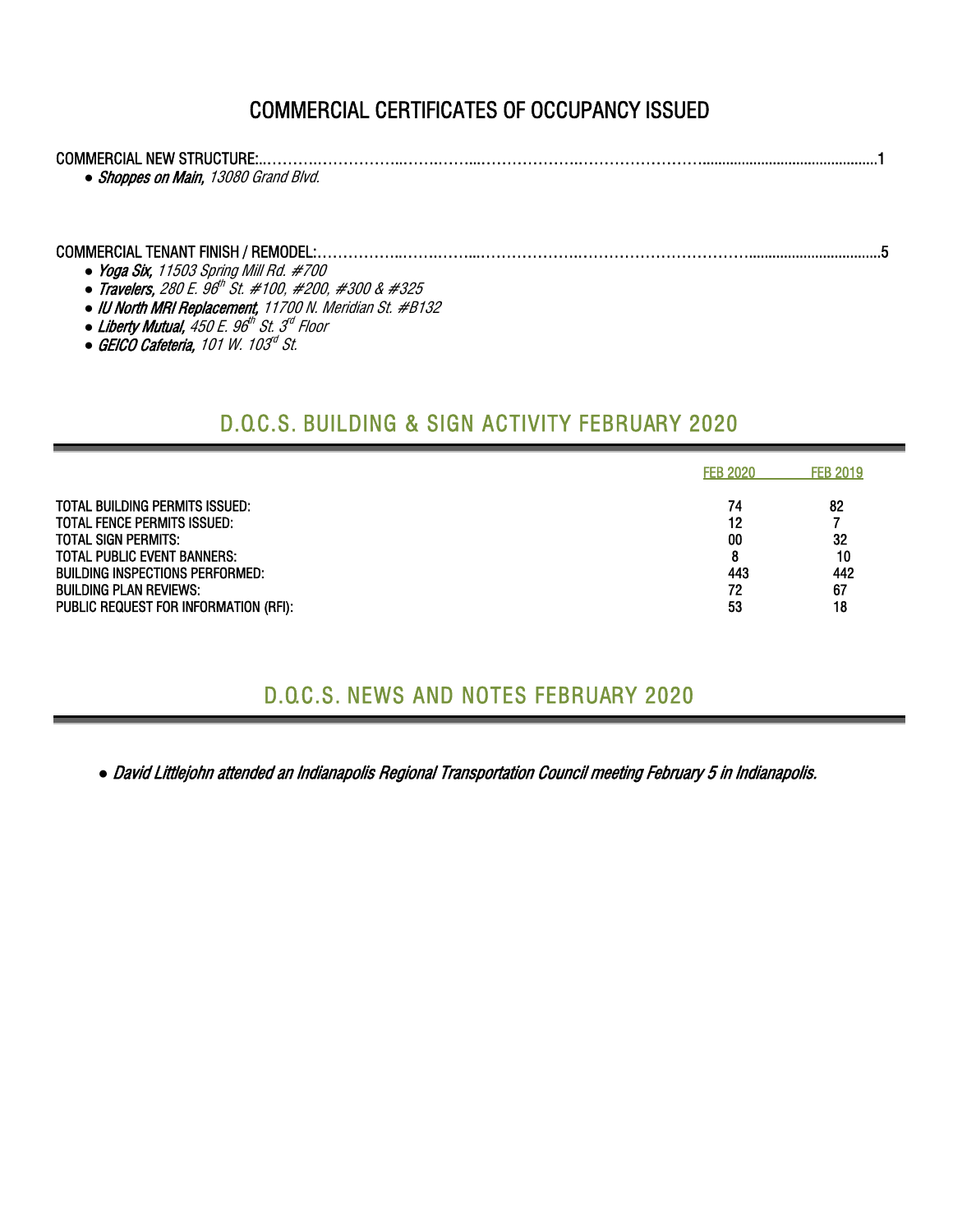# COMMERCIAL CERTIFICATES OF OCCUPANCY ISSUED

COMMERCIAL NEW STRUCTURE:...............................................................................................................1

- ***Shoppes on Main,*** *13080 Grand Blvd.*

COMMERCIAL TENANT FINISH / REMODEL:...............................................................................................5

- ***Yoga Six,*** *11503 Spring Mill Rd. #700*
- ***Travelers,*** *280 E. 96th St. #100, #200, #300 & #325*
- ***IU North MRI Replacement,*** *11700 N. Meridian St. #B132*
- ***Liberty Mutual,*** *450 E. 96th St. 3rd Floor*
- ***GEICO Cafeteria,*** *101 W. 103rd St.*

## D.O.C.S. BUILDING & SIGN ACTIVITY FEBRUARY 2020

| | FEB 2020 | FEB 2019 |
|---|---|---|
| TOTAL BUILDING PERMITS ISSUED: | 74 | 82 |
| TOTAL FENCE PERMITS ISSUED: | 12 | 7 |
| TOTAL SIGN PERMITS: | 00 | 32 |
| TOTAL PUBLIC EVENT BANNERS: | 8 | 10 |
| BUILDING INSPECTIONS PERFORMED: | 443 | 442 |
| BUILDING PLAN REVIEWS: | 72 | 67 |
| PUBLIC REQUEST FOR INFORMATION (RFI): | 53 | 18 |

## D.O.C.S. NEWS AND NOTES FEBRUARY 2020

- *David Littlejohn attended an Indianapolis Regional Transportation Council meeting February 5 in Indianapolis.*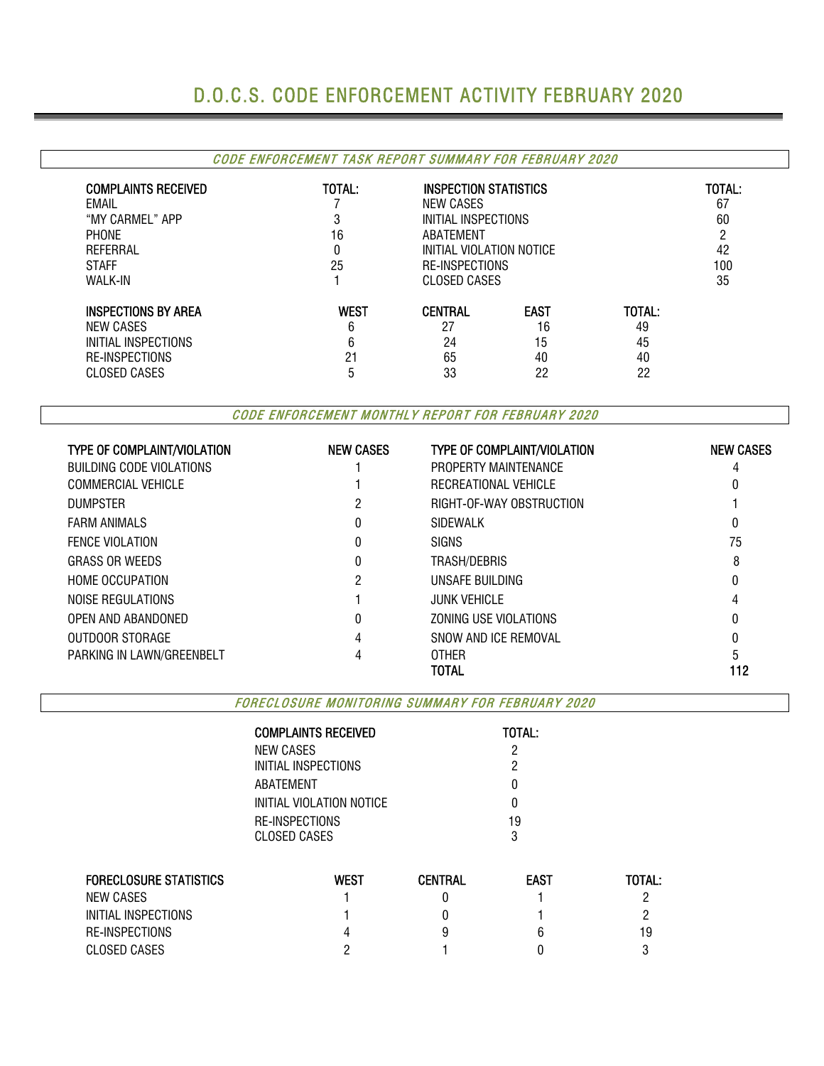# D.O.C.S. CODE ENFORCEMENT ACTIVITY FEBRUARY 2020

## *CODE ENFORCEMENT TASK REPORT SUMMARY FOR FEBRUARY 2020*

| COMPLAINTS RECEIVED | TOTAL: | INSPECTION STATISTICS | TOTAL: |
|---|---|---|---|
| EMAIL | 7 | NEW CASES | 67 |
| "MY CARMEL" APP | 3 | INITIAL INSPECTIONS | 60 |
| PHONE | 16 | ABATEMENT | 2 |
| REFERRAL | 0 | INITIAL VIOLATION NOTICE | 42 |
| STAFF | 25 | RE-INSPECTIONS | 100 |
| WALK-IN | 1 | CLOSED CASES | 35 |

| INSPECTIONS BY AREA | WEST | CENTRAL | EAST | TOTAL: |
|---|---|---|---|---|
| NEW CASES | 6 | 27 | 16 | 49 |
| INITIAL INSPECTIONS | 6 | 24 | 15 | 45 |
| RE-INSPECTIONS | 21 | 65 | 40 | 40 |
| CLOSED CASES | 5 | 33 | 22 | 22 |

## *CODE ENFORCEMENT MONTHLY REPORT FOR FEBRUARY 2020*

| TYPE OF COMPLAINT/VIOLATION | NEW CASES | TYPE OF COMPLAINT/VIOLATION | NEW CASES |
|---|---|---|---|
| BUILDING CODE VIOLATIONS | 1 | PROPERTY MAINTENANCE | 4 |
| COMMERCIAL VEHICLE | 1 | RECREATIONAL VEHICLE | 0 |
| DUMPSTER | 2 | RIGHT-OF-WAY OBSTRUCTION | 1 |
| FARM ANIMALS | 0 | SIDEWALK | 0 |
| FENCE VIOLATION | 0 | SIGNS | 75 |
| GRASS OR WEEDS | 0 | TRASH/DEBRIS | 8 |
| HOME OCCUPATION | 2 | UNSAFE BUILDING | 0 |
| NOISE REGULATIONS | 1 | JUNK VEHICLE | 4 |
| OPEN AND ABANDONED | 0 | ZONING USE VIOLATIONS | 0 |
| OUTDOOR STORAGE | 4 | SNOW AND ICE REMOVAL | 0 |
| PARKING IN LAWN/GREENBELT | 4 | OTHER | 5 |
| | | **TOTAL** | **112** |

## *FORECLOSURE MONITORING SUMMARY FOR FEBRUARY 2020*

| COMPLAINTS RECEIVED | TOTAL: |
|---|---|
| NEW CASES | 2 |
| INITIAL INSPECTIONS | 2 |
| ABATEMENT | 0 |
| INITIAL VIOLATION NOTICE | 0 |
| RE-INSPECTIONS | 19 |
| CLOSED CASES | 3 |

| FORECLOSURE STATISTICS | WEST | CENTRAL | EAST | TOTAL: |
|---|---|---|---|---|
| NEW CASES | 1 | 0 | 1 | 2 |
| INITIAL INSPECTIONS | 1 | 0 | 1 | 2 |
| RE-INSPECTIONS | 4 | 9 | 6 | 19 |
| CLOSED CASES | 2 | 1 | 0 | 3 |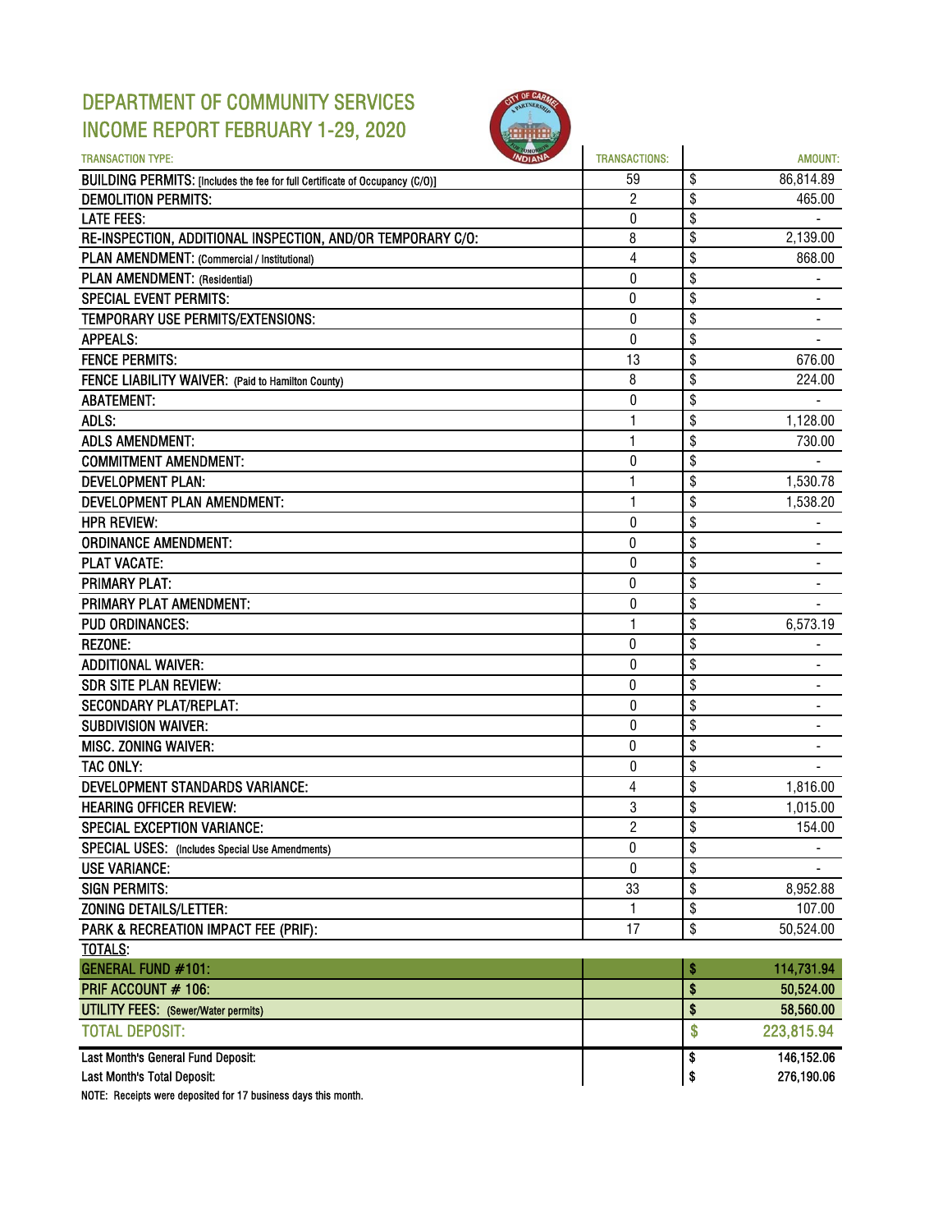# DEPARTMENT OF COMMUNITY SERVICES
# INCOME REPORT FEBRUARY 1-29, 2020

| TRANSACTION TYPE: | TRANSACTIONS: | AMOUNT: |
|---|---|---|
| BUILDING PERMITS: [Includes the fee for full Certificate of Occupancy (C/O)] | 59 | $ 86,814.89 |
| DEMOLITION PERMITS: | 2 | $ 465.00 |
| LATE FEES: | 0 | $ - |
| RE-INSPECTION, ADDITIONAL INSPECTION, AND/OR TEMPORARY C/O: | 8 | $ 2,139.00 |
| PLAN AMENDMENT: (Commercial / Institutional) | 4 | $ 868.00 |
| PLAN AMENDMENT: (Residential) | 0 | $ - |
| SPECIAL EVENT PERMITS: | 0 | $ - |
| TEMPORARY USE PERMITS/EXTENSIONS: | 0 | $ - |
| APPEALS: | 0 | $ - |
| FENCE PERMITS: | 13 | $ 676.00 |
| FENCE LIABILITY WAIVER: (Paid to Hamilton County) | 8 | $ 224.00 |
| ABATEMENT: | 0 | $ - |
| ADLS: | 1 | $ 1,128.00 |
| ADLS AMENDMENT: | 1 | $ 730.00 |
| COMMITMENT AMENDMENT: | 0 | $ - |
| DEVELOPMENT PLAN: | 1 | $ 1,530.78 |
| DEVELOPMENT PLAN AMENDMENT: | 1 | $ 1,538.20 |
| HPR REVIEW: | 0 | $ - |
| ORDINANCE AMENDMENT: | 0 | $ - |
| PLAT VACATE: | 0 | $ - |
| PRIMARY PLAT: | 0 | $ - |
| PRIMARY PLAT AMENDMENT: | 0 | $ - |
| PUD ORDINANCES: | 1 | $ 6,573.19 |
| REZONE: | 0 | $ - |
| ADDITIONAL WAIVER: | 0 | $ - |
| SDR SITE PLAN REVIEW: | 0 | $ - |
| SECONDARY PLAT/REPLAT: | 0 | $ - |
| SUBDIVISION WAIVER: | 0 | $ - |
| MISC. ZONING WAIVER: | 0 | $ - |
| TAC ONLY: | 0 | $ - |
| DEVELOPMENT STANDARDS VARIANCE: | 4 | $ 1,816.00 |
| HEARING OFFICER REVIEW: | 3 | $ 1,015.00 |
| SPECIAL EXCEPTION VARIANCE: | 2 | $ 154.00 |
| SPECIAL USES: (Includes Special Use Amendments) | 0 | $ - |
| USE VARIANCE: | 0 | $ - |
| SIGN PERMITS: | 33 | $ 8,952.88 |
| ZONING DETAILS/LETTER: | 1 | $ 107.00 |
| PARK & RECREATION IMPACT FEE (PRIF): | 17 | $ 50,524.00 |
| TOTALS: | | |
| GENERAL FUND #101: | | $ 114,731.94 |
| PRIF ACCOUNT # 106: | | $ 50,524.00 |
| UTILITY FEES: (Sewer/Water permits) | | $ 58,560.00 |
| TOTAL DEPOSIT: | | $ 223,815.94 |
| Last Month's General Fund Deposit: | | $ 146,152.06 |
| Last Month's Total Deposit: | | $ 276,190.06 |

NOTE: Receipts were deposited for 17 business days this month.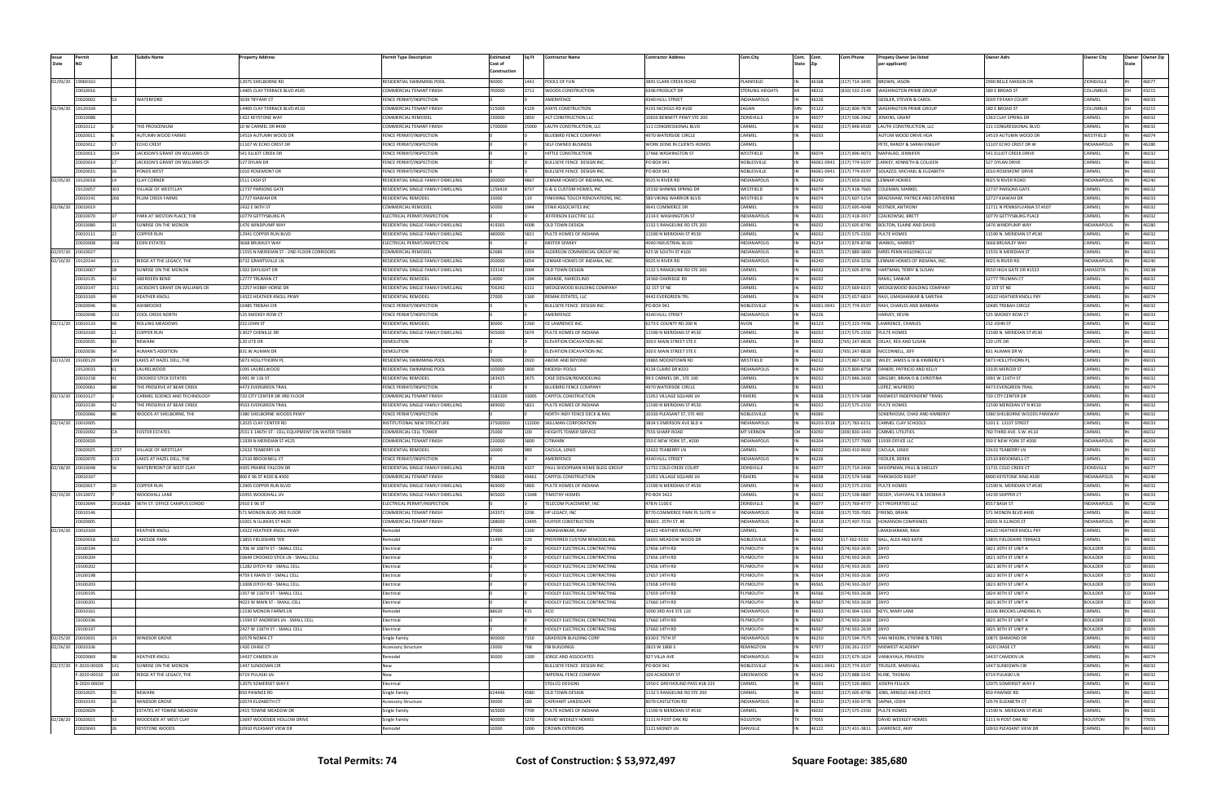| Issue Date | Permit NO | Lot | Subdiv Name | Property Address | Permit Type Description | Estimated Cost of Construction | Sq Ft | Contractor Name | Contractor Address | Cont.City | Cont. State | Cont. Zip | Cont.Phone | Propety Owner (as listed per applicant) | Owner Adrs | Owner City | Owner State | Owner Zip |
|---|---|---|---|---|---|---|---|---|---|---|---|---|---|---|---|---|---|---|
| 02/03/20 | 19060163 | | | 12075 SHELBORNE RD | RESIDENTIAL SWIMMING POOL | 90000 | 1441 | POOLS OF FUN | 3891 CLARK CREEK ROAD | PLAINFIELD | IN | 46168 | (317) 714-3495 | BROWN, JASON | 2990 BELLE MAISON DR | ZIONSVILLE | IN | 46077 |
| | 20010016 | | | 14405 CLAY TERRACE BLVD #105 | COMMERCIAL TENANT FINISH | 700000 | 3711 | WOODS CONSTRUCTION | 6396 PRODUCT DR | STERLING HEIGHTS | MI | 48312 | (810) 533-2149 | WASHINGTON PRIME GROUP | 180 E BROAD ST | COLUMBUS | OH | 43215 |
| | 20020002 | 53 | WATERFORD | 3039 TIFFANY CT | FENCE PERMIT/INSPECTION | 0 | 0 | AMERIFENCE | 4340 HULL STREET | INDIANAPOLIS | IN | 46226 | | GEISLER, STEVEN & CAROL | 3039 TIFFANY COURT | CARMEL | IN | 46033 |
| 02/04/20 | 19120104 | | | 14400 CLAY TERRACE BLVD #110 | COMMERCIAL TENANT FINISH | 515000 | 4129 | AKKYS CONSTRUCTION | 4101 NICHOLS RD #100 | EAGAN | MN | 55122 | (612) 800-7878 | WASHINGTON PRIME GROUP | 180 E BROAD ST | COLUMBUS | OH | 43215 |
| | 20010088 | | | 1422 KEYSTONE WAY | COMMERCIAL REMODEL | 230000 | 2850 | ALT CONSTRUCTION LLC | 10650 BENNETT PKWY STE 200 | ZIONSVILLE | IN | 46077 | (317) 506-2962 | JENKINS, GRANT | 1363 CLAY SPRING DR | CARMEL | IN | 46032 |
| | 20010112 | 1 | THE PROSCENIUM | 10 W CARMEL DR #400 | COMMERCIAL TENANT FINISH | 1700000 | 25000 | LAUTH CONSTRUCTION, LLC | 111 CONGRESSIONAL BLVD | CARMEL | IN | 46032 | (317) 848-6500 | LAUTH CONSTRUCTION, LLC | 111 CONGRESSIONAL BLVD | CARMEL | IN | 46032 |
| | 20020011 | 6 | AUTUMN WOOD FARMS | 14519 AUTUMN WOOD DR | FENCE PERMIT/INSPECTION | 0 | 0 | BLUEBIRD FENCE COMPANY | 4970 WATERSIDE CIRCLE | CARMEL | IN | 46033 | | AUTUMN WOOD DRIVE HOA | 14519 AUTUMN WOOD DR | WESTFIELD | IN | 46074 |
| | 20020012 | 17 | ECHO CREST | 11107 W ECHO CREST DR | FENCE PERMIT/INSPECTION | 0 | 0 | SELF OWNED BUSINESS | WORK DONE IN CLIENTS HOMES | CARMEL | | | | PETE, RANDY & SARAH KNIGHT | 11107 ECHO CREST DR W | INDIANAPOLIS | IN | 46280 |
| | 20020013 | 234 | JACKSON'S GRANT ON WILLIAMS CR | 541 ELLIOT CREEK DR | FENCE PERMIT/INSPECTION | 0 | 0 | HITTLE CONSTRUCTION | 17466 WASHINGTON ST | WESTFIELD | IN | 46074 | (317) 896-9073 | MAPALAD, JENNIFER | 541 ELLIOT CREEK DRIVE | CARMEL | IN | 46032 |
| | 20020014 | 17 | JACKSON'S GRANT ON WILLIAMS CR | 527 DYLAN DR | FENCE PERMIT/INSPECTION | 0 | 0 | BULLSEYE FENCE DESIGN INC. | PO BOX 941 | NOBLESVILLE | IN | 46061-0941 | (317) 774-0197 | LARKEY, KENNETH & COLLEEN | 527 DYLAN DRIVE | CARMEL | IN | 46032 |
| | 20020015 | 16 | PONDS WEST | 1010 ROSEMONT DR | FENCE PERMIT/INSPECTION | 0 | 0 | BULLSEYE FENCE DESIGN INC. | PO BOX 941 | NOBLESVILLE | IN | 46061-0941 | (317) 774-0197 | SOLAZZO, MICHAEL & ELIZABETH | 1010 ROSEMONT DRIVE | CARMEL | IN | 46032 |
| 02/05/20 | 19120018 | 14 | CLAY CORNER | 1511 LASH ST | RESIDENTIAL SINGLE FAMILY DWELLING | 200000 | 4867 | LENNAR HOMES OF INDIANA, INC. | 9025 N RIVER RD | INDIANAPOLIS | IN | 46240 | (317) 659-3256 | LENNAR HOMES | 9025 N RIVER ROAD | INDIANAPOLIS | IN | 46240 |
| | 19120057 | 303 | VILLAGE OF WESTCLAY | 12737 PARSONS GATE | RESIDENTIAL SINGLE FAMILY DWELLING | 1256419 | 8737 | G & G CUSTOM HOMES, INC | 15530 SHINING SPRING DR | WESTFIELD | IN | 46074 | (317) 418-7665 | COLEMAN, MARKEL | 12737 PARSONS GATE | CARMEL | IN | 46032 |
| | 20010141 | 206 | PLUM CREEK FARMS | 12727 KIAWAH DR | RESIDENTIAL REMODEL | 33000 | 119 | FINISHING TOUCH RENOVATIONS, INC. | 580 VIKING WARRIOR BLVD | WESTFIELD | IN | 46074 | (317) 607-5154 | BRADSHAW, PATRICK AND CATHERINE | 12727 KIAWAH DR | CARMEL | IN | 46033 |
| 02/06/20 | 20010019 | | | 2432 E 96TH ST | COMMERCIAL REMODEL | 50000 | 1944 | STAR ASSOCIATES INC | 9641 COMMERCE DR | CARMEL | IN | 46032 | (317) 695-4048 | KISTNER, ANTHONY | 11711 N PENNSYLVANIA ST #107 | CARMEL | IN | 46032 |
| | 20010070 | 37 | PARK AT WESTON PLACE, THE | 10779 GETTYSBURG PL | ELECTRICAL PERMIT/INSPECTION | 0 | 0 | JEFFERSON ELECTRIC LLC | 2114 E WASHINGTON ST | INDIANAPOLIS | IN | 46201 | (317) 418-3917 | CZAIKOWSKI, BRETT | 10779 GETTYSBURG PLACE | CARMEL | IN | 46032 |
| | 20010080 | 31 | SUNRISE ON THE MONON | 1476 WINDPUMP WAY | RESIDENTIAL SINGLE FAMILY DWELLING | 419265 | 4008 | OLD TOWN DESIGN | 1132 S RANGELINE RD STE 200 | CARMEL | IN | 46032 | (317) 605-8796 | BOLTON, ELAINE AND DAVID | 1476 WINDPUMP WAY | INDIANAPOLIS | IN | 46280 |
| | 20010111 | 22 | COPPER RUN | 12941 COPPER RUN BLVD | RESIDENTIAL SINGLE FAMILY DWELLING | 480000 | 5821 | PULTE HOMES OF INDIANA | 11590 N MERIDIAN ST #530 | CARMEL | IN | 46032 | (317) 575-2350 | PULTE HOMES | 11590 N. MERIDIAN ST #530 | CARMEL | IN | 46032 |
| | 20020008 | 248 | EDEN ESTATES | 3668 BRUMLEY WAY | ELECTRICAL PERMIT/INSPECTION | 0 | 0 | MISTER SPARKY | 4040 INDUSTRIAL BLVD | INDIANAPOLIS | IN | 46254 | (317) 874-8748 | WARKEL, HARRIET | 3668 BRUMLEY WAY | CARMEL | IN | 46033 |
| 02/07/20 | 20010027 | | | 11555 N MERIDIAN ST - 2ND FLOOR CORRIDORS | COMMERCIAL REMODEL | 62689 | 1354 | ALDERSON COMMERCIAL GROUP INC | 425 W SOUTH ST #100 | INDIANAPOLIS | IN | 46225 | (317) 889-3800 | MRES PENN HOLDINGS LLC | 11555 N MERIDIAN ST | CARMEL | IN | 46032 |
| 02/10/20 | 19120144 | 111 | RIDGE AT THE LEGACY, THE | 6732 GRANTSVILLE LN | RESIDENTIAL SINGLE FAMILY DWELLING | 200000 | 6054 | LENNAR HOMES OF INDIANA, INC. | 9025 N RIVER RD | INDIANAPOLIS | IN | 46240 | (317) 659-3256 | LENNAR HOMES OF INDIANA, INC. | 9025 N RIVER RD | INDIANAPOLIS | IN | 46240 |
| | 20010067 | 18 | SUNRISE ON THE MONON | 1502 DAYLIGHT DR | RESIDENTIAL SINGLE FAMILY DWELLING | 333142 | 2004 | OLD TOWN DESIGN | 1132 S RANGELINE RD STE 200 | CARMEL | IN | 46032 | (317) 605-8796 | HARTMAN, TERRY & SUSAN | 9550 HIGH GATE DR #1523 | SARASOTA | FL | 34238 |
| | 20010135 | 42 | ABERDEEN BEND | 12777 TRUMAN CT | RESIDENTIAL REMODEL | 14000 | 1194 | GRANDE, MARCELINO | 14360 OAKRIDGE RD | CARMEL | IN | 46032 | | RAMU, SANKAR | 12777 TRUMAN CT | CARMEL | IN | 46032 |
| | 20010147 | 211 | JACKSON'S GRANT ON WILLIAMS CR | 12257 HOBBY HORSE DR | RESIDENTIAL SINGLE FAMILY DWELLING | 706342 | 6311 | WEDGEWOOD BUILDING COMPANY | 32 1ST ST NE | CARMEL | IN | 46032 | (317) 669-6315 | WEDGEWOOD BUILDING COMPANY | 32 1ST ST NE | CARMEL | IN | 46032 |
| | 20010169 | 49 | HEATHER KNOLL | 14322 HEATHER KNOLL PKWY | RESIDENTIAL REMODEL | 27000 | 1160 | REMAK ESTATES, LLC | 4442 EVERGREEN TRL | CARMEL | IN | 46074 | (317) 657-6814 | RAVI, UMASHANKAR & SARITHA | 14322 HEATHER KNOLL PKY | CARMEL | IN | 46074 |
| | 20020046 | 96 | ASHBROOKE | 10485 TREBAH CIR | FENCE PERMIT/INSPECTION | 0 | 0 | BULLSEYE FENCE DESIGN INC. | PO BOX 941 | NOBLESVILLE | IN | 46061-0941 | (317) 774-0197 | RAHL, CHARLES AND BARBARA | 10485 TREBAH CIRCLE | CARMEL | IN | 46032 |
| | 20020048 | 132 | COOL CREEK NORTH | 525 SMOKEY ROW CT | FENCE PERMIT/INSPECTION | 0 | 0 | AMERIFENCE | 4340 HULL STREET | INDIANAPOLIS | IN | 46226 | | HARVEY, KEVIN | 525 SMOKEY ROW CT | CARMEL | IN | 46033 |
| 02/11/20 | 20010133 | 48 | ROLLING MEADOWS | 232 JOHN ST | RESIDENTIAL REMODEL | 30000 | 2260 | CE LAWRENCE INC | 6273 E COUNTY RD 200 N | AVON | IN | 46123 | (317) 223-7496 | LAWRENCE, CHARLES | 232 JOHN ST | CARMEL | IN | 46032 |
| | 20010160 | 11 | COPPER RUN | 13027 CHENILLE DR | RESIDENTIAL SINGLE FAMILY DWELLING | 505000 | 5674 | PULTE HOMES OF INDIANA | 11590 N MERIDIAN ST #530 | CARMEL | IN | 46032 | (317) 575-2350 | PULTE HOMES | 11590 N. MERIDIAN ST #530 | CARMEL | IN | 46032 |
| | 20020026 | 83 | NEWARK | 120 UTE DR | DEMOLITION | 0 | 0 | ELEVATION EXCAVATION INC | 300 E MAIN STREET STE E | CARMEL | IN | 46032 | (765) 247-8828 | DELAY, REX AND SUSAN | 120 UTE DR | CARMEL | IN | 46032 |
| | 20020036 | 54 | AUMAN'S ADDITION | 831 W AUMAN DR | DEMOLITION | 0 | 0 | ELEVATION EXCAVATION INC | 300 E MAIN STREET STE E | CARMEL | IN | 46032 | (765) 247-8828 | MCCONNELL, JEFF | 831 AUMAN DR W | CARMEL | IN | 46032 |
| 02/12/20 | 19100129 | 199 | LAKES AT HAZEL DELL, THE | 5873 HOLLYTHORN PL | RESIDENTIAL SWIMMING POOL | 76000 | 2920 | ABOVE AND BEYOND | 19865 MOONTOWN RD | WESTFIELD | IN | 46012 | (317) 867-5230 | WILEY, JAMES G III & KIMBERLY S | 5873 HOLLYTHORN PL | CARMEL | IN | 46033 |
| | 19120033 | 61 | LAURELWOOD | 1095 LAURELWOOD | RESIDENTIAL SWIMMING POOL | 100000 | 1800 | MODISH POOLS | 4134 CLAIRE DR #203 | INDIANAPOLIS | IN | 46240 | (317) 800-8758 | DANERI, PATRICIO AND KELLY | 13335 MERCER ST | CARMEL | IN | 46032 |
| | 20010158 | 41 | CROOKED STICK ESTATES | 1991 W 116 ST | RESIDENTIAL REMODEL | 183425 | 2675 | CASE DESIGN/REMODELING | 99 E CARMEL DR., STE 100 | CARMEL | IN | 46032 | (317) 846-2600 | GRIGSBY, BRIAN D & CHRISTINA | 1991 W 116TH ST | CARMEL | IN | 46032 |
| | 20020061 | 88 | THE PRESERVE AT BEAR CREEK | 4473 EVERGREEN TRAIL | FENCE PERMIT/INSPECTION | 0 | 0 | BLUEBIRD FENCE COMPANY | 4970 WATERSIDE CIRCLE | CARMEL | IN | 46033 | | LOPEZ, WILFREDO | 4473 EVERGREEN TRAIL | CARMEL | IN | 46074 |
| 02/13/20 | 20010127 | 2 | CARMEL SCIENCE AND TECHNOLOGY | 720 CITY CENTER DR 3RD FLOOR | COMMERCIAL TENANT FINISH | 1583100 | 33005 | CAPITOL CONSTRUCTION | 11051 VILLAGE SQUARE LN | FISHERS | IN | 46038 | (317) 574-5488 | MIDWEST INDEPENDENT TRANS | 720 CITY CENTER DR | CARMEL | IN | 46032 |
| | 20010130 | 42 | THE PRESERVE AT BEAR CREEK | 4503 EVERGREEN TRAIL | RESIDENTIAL SINGLE FAMILY DWELLING | 489000 | 5821 | PULTE HOMES OF INDIANA | 11590 N MERIDIAN ST #530 | CARMEL | IN | 46032 | (317) 575-2350 | PULTE HOMES | 11590 MERIDIAN ST N #530 | CARMEL | IN | 46032 |
| | 20020066 | 86 | WOODS AT SHELBORNE, THE | 3380 SHELBORNE WOODS PKWY | FENCE PERMIT/INSPECTION | 0 | 0 | NORTH INDY FENCE DECK & RAIL | 10330 PLEASANT ST, STE 400 | NOBLESVILLE | IN | 46060 | | SONERHOLM, CHAD AND KIMBERLY | 3380 SHELBORNE WOODS PARKWAY | CARMEL | IN | 46032 |
| 02/14/20 | 20010005 | | | 12025 CLAY CENTER RD | INSTITUTIONAL NEW STRUCTURE | 37500000 | 112000 | SKILLMAN CORPORATION | 3834 S EMERSON AVE BLD A | INDIANAPOLIS | IN | 46203-3518 | (317) 783-6151 | CARMEL CLAY SCHOOLS | 5201 E. 131ST STREET | CARMEL | IN | 46033 |
| | 20010092 | CA | FOSTER ESTATES | 2551 E 146TH ST - CELL EQUIPMENT ON WATER TOWER | COMMERCIAL CELL TOWER | 25000 | 100 | HEIGHTS TOWER SERVICE | 7555 SHARP ROAD | MT VERNON | OH | 43050 | (309) 830-1443 | CARMEL UTILITIES | 760 THIRD AVE. S.W. #110 | CARMEL | IN | 46032 |
| | 20020020 | | | 11939 N MERIDIAN ST #125 | COMMERCIAL TENANT FINISH | 220000 | 3800 | CITIMARK | 350 E NEW YORK ST., #200 | INDIANAPOLIS | IN | 46204 | (317) 577-7900 | 11939 OFFICE LLC | 350 E NEW YORK ST #200 | INDIANAPOLIS | IN | 46204 |
| | 20020025 | 1257 | VILLAGE OF WESTCLAY | 12633 TEABERRY LN | RESIDENTIAL REMODEL | 10000 | 980 | CACULA, LENIO | 12633 TEABERRY LN | CARMEL | IN | 46032 | (260) 410-9692 | CACULA, LENIO | 12633 TEABERRY LN | CARMEL | IN | 46032 |
| | 20020070 | 133 | LAKES AT HAZEL DELL, THE | 12510 BROOKNELL CT | FENCE PERMIT/INSPECTION | 0 | 0 | AMERIFENCE | 4340 HULL STREET | INDIANAPOLIS | IN | 46226 | | FIEDLER, DEREK | 12510 BROOKNELL CT | CARMEL | IN | 46033 |
| 02/18/20 | 20010048 | 56 | WATERFRONT OF WEST CLAY | 4305 PRAIRIE FALCON DR | RESIDENTIAL SINGLE FAMILY DWELLING | 892938 | 4327 | PAUL SHOOPMAN HOME BLDG GROUP | 11731 COLD CREEK COURT | ZIONSVILLE | IN | 46077 | (317) 714-2406 | SHOOPMAN, PAUL & SHELLEY | 11731 COLD CREEK CT | ZIONSVILLE | IN | 46077 |
| | 20010167 | | | 800 E 96 ST #200 & #300 | COMMERCIAL TENANT FINISH | 708000 | 49463 | CAPITOL CONSTRUCTION | 11051 VILLAGE SQUARE LN | FISHERS | IN | 46038 | (317) 574-5488 | PARKWOOD EIGHT | 8900 KEYSTONE XING #100 | INDIANAPOLIS | IN | 46240 |
| | 20020017 | 20 | COPPER RUN | 12905 COPPER RUN BLVD | RESIDENTIAL SINGLE FAMILY DWELLING | 469000 | 5860 | PULTE HOMES OF INDIANA | 11590 N MERIDIAN ST #530 | CARMEL | IN | 46032 | (317) 575-2350 | PULTE HOMES | 11590 N. MERIDIAN ST #530 | CARMEL | IN | 46032 |
| 02/19/20 | 19110072 | 7 | WOODHALL LANE | 10455 WOODHALL LN | RESIDENTIAL SINGLE FAMILY DWELLING | 905000 | 11048 | TIMOTHY HOMES | PO BOX 3422 | CARMEL | IN | 46032 | (317) 538-0887 | REDDY, VIJAYAPAL R & SHOBHA R | 14239 SKIPPER CT | CARMEL | IN | 46033 |
| | 20010044 | 2910A&B | 96TH ST. OFFICE CAMPUS CONDO | 2910 E 96 ST | ELECTRICAL PERMIT/INSPECTION | 0 | 0 | TELECOM PLACEMENT, INC | 478 N 1100 E | ZIONSVILLE | IN | 46077 | (317) 769-4777 | JCT PROPERTIES LLC | 8557 BASH ST | INDIANAPOLIS | IN | 46250 |
| | 20010146 | | | 571 MONON BLVD 3RD FLOOR | COMMERCIAL TENANT FINISH | 243371 | 3206 | HP LEGACY, INC | 8770 COMMERCE PARK PL SUITE H | INDIANAPOLIS | IN | 46268 | (317) 705-7001 | FRIEND, BRIAN | 571 MONON BLVD #400 | CARMEL | IN | 46032 |
| | 20020005 | | | 10201 N ILLINOIS ST #420 | COMMERCIAL TENANT FINISH | 188000 | 13495 | HUFFER CONSTRUCTION | 5860 E. 25TH ST. #E | INDIANAPOLIS | IN | 46218 | (317) 407-7216 | HOKANSON COMPANIES | 10201 N ILLINOIS ST | INDIANAPOLIS | IN | 46290 |
| 02/24/20 | 20010169 | | HEATHER KNOLL | 14322 HEATHER KNOLL PKWY | Remodel | 27000 | 1160 | UMASHANKAR, RAVI | 14322 HEATHER KNOLL PKY | CARMEL | IN | 46032 | | UMASHANKAR, RAVI | 14322 HEATHER KNOLL PKY | CARMEL | IN | 46032 |
| | 20020018 | 102 | LAKESIDE PARK | 13855 FIELDSHIRE TER | Remodel | 51490 | 220 | PREFERRED CUSTOM REMODELING | 16691 MEADOW WOOD DR | NOBLESVILLE | IN | 46062 | 317-362-5533 | BALL, ALEX AND KATIE | 13855 FIELDSHIRE TERRACE | CARMEL | IN | 46032 |
| | 19100194 | | | 1706 W 106TH ST - SMALL CELL | Electrical | | 0 | HOOSLEY ELECTRICAL CONTRACTING | 17656 14TH RD | PLYMOUTH | IN | 46563 | (574) 933-2635 | ZAYO | 1821 30TH ST UNIT A | BOULDER | CO | 80301 |
| | 19100204 | | | 10649 CROOKED STICK LN - SMALL CELL | Electrical | | 0 | HOOSLEY ELECTRICAL CONTRACTING | 17656 14TH RD | PLYMOUTH | IN | 46563 | (574) 933-2635 | ZAYO | 1821 30TH ST UNIT A | BOULDER | CO | 80301 |
| | 19100202 | | | 11282 DITCH RD - SMALL CELL | Electrical | | 0 | HOOSLEY ELECTRICAL CONTRACTING | 17656 14TH RD | PLYMOUTH | IN | 46563 | (574) 933-2635 | ZAYO | 1821 30TH ST UNIT A | BOULDER | CO | 80301 |
| | 19100198 | | | 4759 E MAIN ST - SMALL CELL | Electrical | | 0 | HOOSLEY ELECTRICAL CONTRACTING | 17657 14TH RD | PLYMOUTH | IN | 46564 | (574) 933-2636 | ZAYO | 1822 30TH ST UNIT A | BOULDER | CO | 80302 |
| | 19100203 | | | 11008 DITCH RD - SMALL CELL | Electrical | | 0 | HOOSLEY ELECTRICAL CONTRACTING | 17658 14TH RD | PLYMOUTH | IN | 46565 | (574) 933-2637 | ZAYO | 1823 30TH ST UNIT A | BOULDER | CO | 80303 |
| | 19100195 | | | 2357 W 116TH ST - SMALL CELL | Electrical | | 0 | HOOSLEY ELECTRICAL CONTRACTING | 17659 14TH RD | PLYMOUTH | IN | 46566 | (574) 933-2638 | ZAYO | 1824 30TH ST UNIT A | BOULDER | CO | 80304 |
| | 19100201 | | | 4023 W MAIN ST - SMALL CELL | Electrical | | 0 | HOOSLEY ELECTRICAL CONTRACTING | 17660 14TH RD | PLYMOUTH | IN | 46567 | (574) 933-2639 | ZAYO | 1825 30TH ST UNIT A | BOULDER | CO | 80305 |
| | 20010161 | | | 11530 MONON FARMS LN | Remodel | 88620 | 415 | ACO | 1000 3RD AVE STE 120 | INDIANAPOLIS | IN | 46032 | (574) 304-1363 | KEYS, MARY LANE | 13106 BROOKS LANDING PL | CARMEL | IN | 46032 |
| | 19100196 | | | 11594 ST ANDREWS LN - SMALL CELL | Electrical | | 0 | HOOSLEY ELECTRICAL CONTRACTING | 17660 14TH RD | PLYMOUTH | IN | 46567 | (574) 933-2639 | ZAYO | 1825 30TH ST UNIT A | BOULDER | CO | 80305 |
| | 19100197 | | | 2427 W 116TH ST - SMALL CELL | Electrical | | 0 | HOOSLEY ELECTRICAL CONTRACTING | 17660 14TH RD | PLYMOUTH | IN | 46567 | (574) 933-2639 | ZAYO | 1825 30TH ST UNIT A | BOULDER | CO | 80305 |
| 02/25/20 | 20010031 | 23 | WINDSOR GROVE | 10579 NOMA CT | Single Family | 800000 | 7150 | GRADISON BUILDING CORP | 6330 E 75TH ST | INDIANAPOLIS | IN | 46250 | (317) 594-7575 | VAN NIEKERK, ETIENNE & TERES | 10871 DIAMOND DR | CARMEL | IN | 46032 |
| 02/26/20 | 20010106 | | | 1420 CHASE CT | Accessory Structure | 23000 | 768 | FBI BUILDINGS | 2823 W 1800 S | REMINGTON | IN | 47977 | (219) 261-2157 | MIDWEST ACADEMY | 1420 CHASE CT | CARMEL | IN | 46032 |
| | 20020069 | 98 | HEATHER KNOLL | 14437 CAMDEN LN | Remodel | 30000 | 1300 | JORGE AND ASSOCIATES | 927 VILLA AVE | INDIANAPOLIS | IN | 46203 | (317) 679-1624 | VANKAYALA, PRAVEEN | 14437 CAMDEN LN | CARMEL | IN | 46074 |
| 02/27/20 | F-2020-00009 | 141 | SUNRISE ON THE MONON | 1447 SUNDOWN CIR | New | | | BULLSEYE FENCE DESIGN INC. | PO BOX 941 | NOBLESVILLE | IN | 46061-0941 | (317) 774-0197 | TRUSLER, MARSHALL | 1447 SUNDOWN CIR | CARMEL | IN | 46032 |
| | F-2020-00010 | 100 | RIDGE AT THE LEGACY, THE | 6719 PULASKI LN | New | | | IMPERIAL FENCE COMPANY | 200 ACADEMY ST | GREENWOOD | IN | 46142 | (317) 888-3241 | KLINE, THOMAS | 6719 PULASKI LN | CARMEL | IN | 46032 |
| | B-2020-00034 | | | 12075 SOMERSET WAY E | Electrical | | | STOLCO DESIGNS | 1950 E GREYHOUND PASS #18-225 | CARMEL | IN | 46033 | (317) 526-0802 | JOSEPH FELLICK | 12075 SOMERSET WAY E | CARMEL | IN | 46032 |
| | 20010025 | 55 | NEWARK | 850 PAWNEE RD | Single Family | 624446 | 4580 | OLD TOWN DESIGN | 1132 S RANGELINE RD STE 200 | CARMEL | IN | 46032 | (317) 605-8796 | JOBS, ARNOLD AND JOYCE | 850 PAWNEE RD | CARMEL | IN | 46032 |
| | 20010143 | 16 | WINDSOR GROVE | 10574 ELIZABETH CT | Accessory Structure | 39000 | 180 | CAPEHART LANDSCAPE | 8070 CASTLETON RD | INDIANAPOLIS | IN | 46250 | (317) 439-0778 | SAPHA, JOSHI | 10574 ELIZABETH CT | CARMEL | IN | 46032 |
| | 20020029 | 1 | ESTATES AT TOWNE MEADOW | 2415 TOWNE MEADOW DR | Single Family | 565000 | 7709 | PULTE HOMES OF INDIANA | 11590 N MERIDIAN ST #530 | CARMEL | IN | 46032 | (317) 575-2350 | PULTE HOMES | 11590 N. MERIDIAN ST #530 | CARMEL | IN | 46032 |
| 02/28/20 | 20020021 | 33 | WOODSIDE AT WEST CLAY | 13697 WOODSIDE HOLLOW DRIVE | Single Family | 400000 | 5270 | DAVID WEEKLEY HOMES | 1111 N POST OAK RD | HOUSTON | TX | 77055 | | DAVID WEEKLEY HOMES | 1111 N POST OAK RD | HOUSTON | TX | 77055 |
| | 20020043 | 26 | KEYSTONE WOODS | 10910 PLEASANT VIEW DR | Remodel | 10000 | 1000 | CROWN EXTERIORS | 1121 MONEY LN | DANVILLE | IN | 46122 | (317) 431-3811 | LAWRENCE, AMY | 10910 PLEASANT VIEW DR | CARMEL | IN | 46033 |

**Total Permits: 74** | **Cost of Construction: $ 53,972,497** | **Square Footage: 385,680**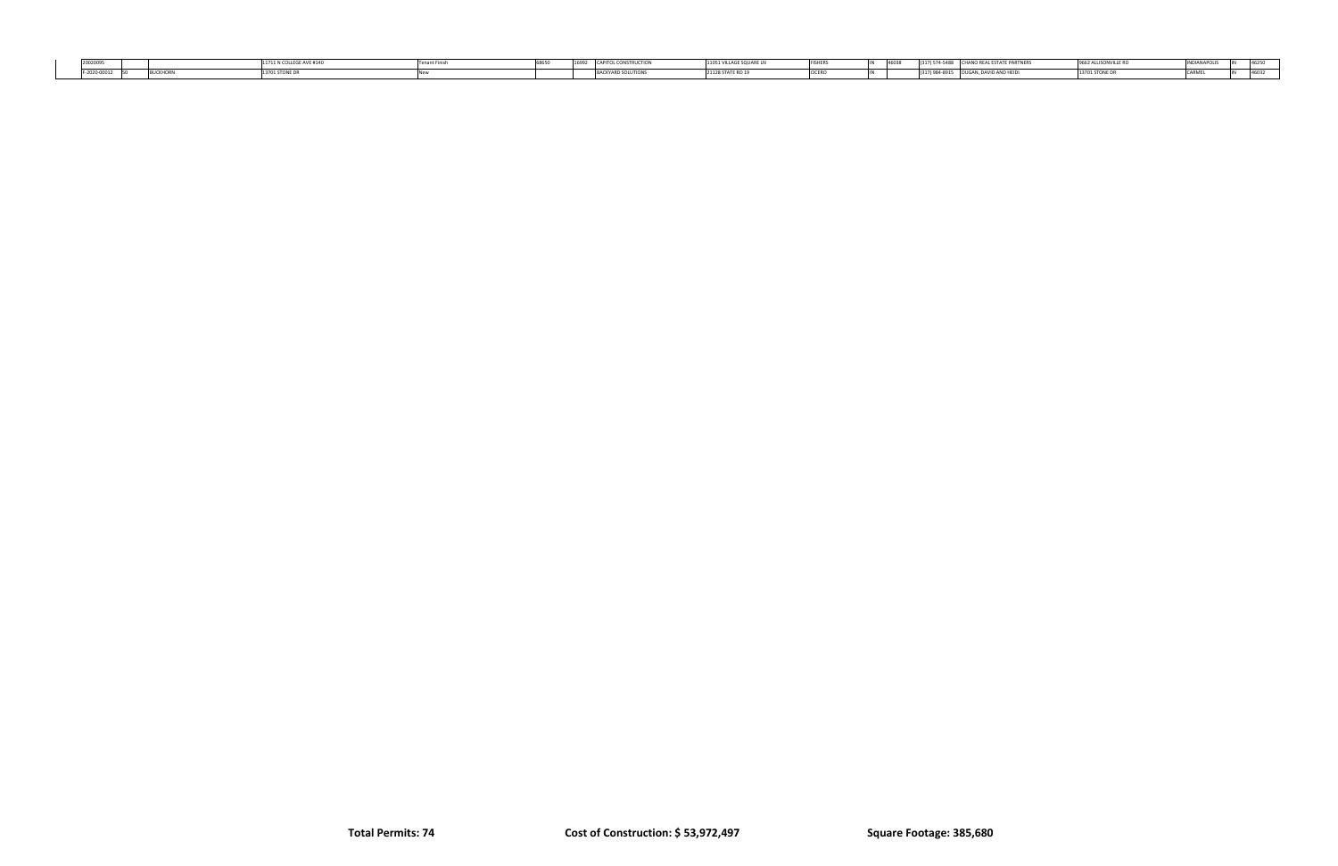| | | | | | | | | | | | | | | | | | | | |
|---|---|---|---|---|---|---|---|---|---|---|---|---|---|---|---|---|---|---|---|
| 20020095 | | | 11711 N COLLEGE AVE #140 | Tenant Finish | 68650 | 16992 | CAPITOL CONSTRUCTION | 11051 VILLAGE SQUARE LN | FISHERS | IN | 46038 | (317) 574-5488 | CHANO REAL ESTATE PARTNERS | 9662 ALLISONVILLE RD | INDIANAPOLIS | IN | 46250 |
| F-2020-00012 | 50 | BUCKHORN | 13701 STONE DR | New | | | BACKYARD SOLUTIONS | 21128 STATE RD 19 | CICERO | IN | | (317) 984-8915 | DUGAN, DAVID AND HEIDI | 13701 STONE DR | CARMEL | IN | 46032 |

**Total Permits: 74** **Cost of Construction: $ 53,972,497** **Square Footage: 385,680**